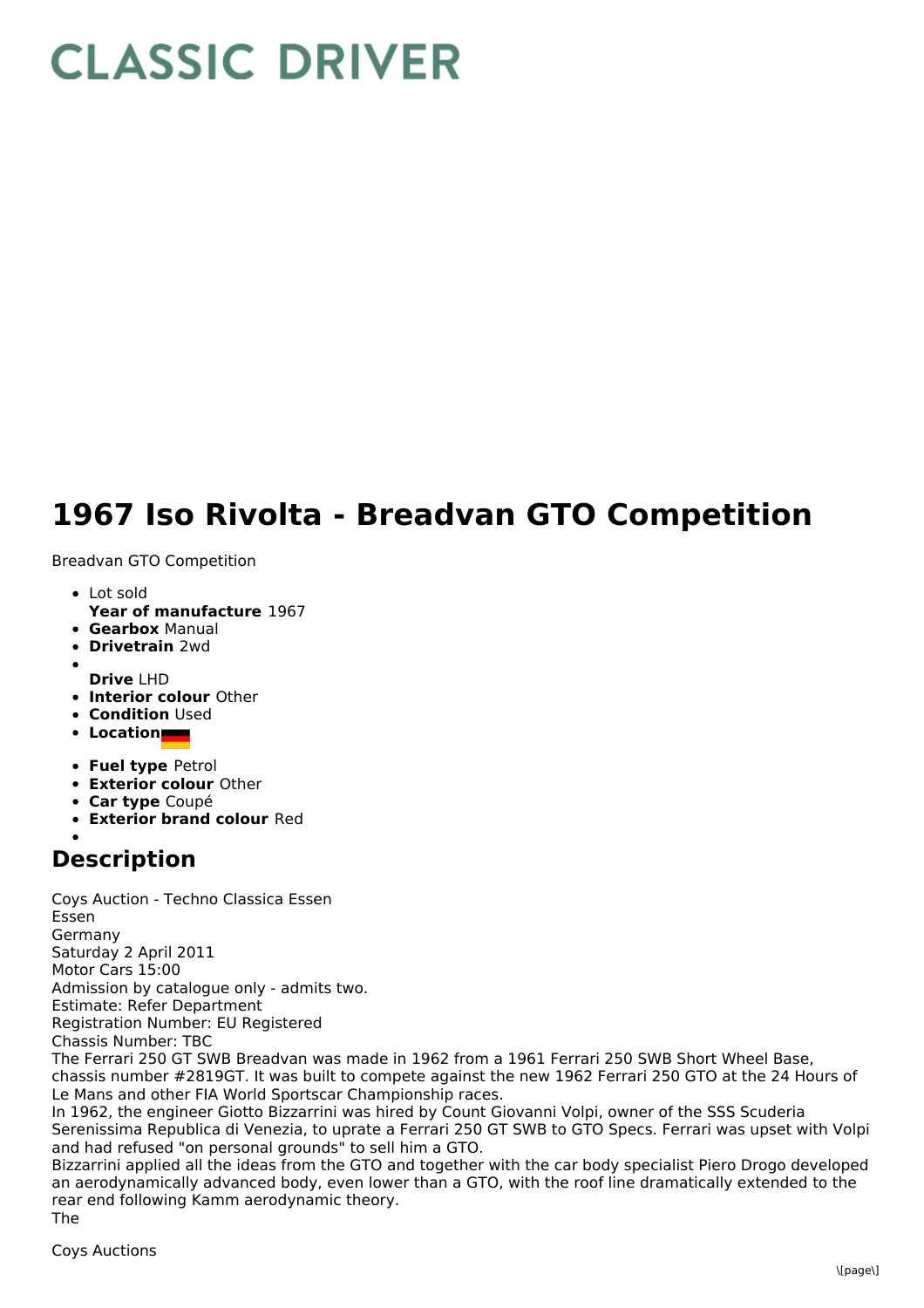# CLASSIC DRIVER

# 1967 Iso Rivolta - Breadvan GTO Competition

Breadvan GTO Competition

- Lot sold
  **Year of manufacture** 1967
- **Gearbox** Manual
- **Drivetrain** 2wd
- 
  **Drive** LHD
- **Interior colour** Other
- **Condition** Used
- **Location**
- **Fuel type** Petrol
- **Exterior colour** Other
- **Car type** Coupé
- **Exterior brand colour** Red
- 

## Description

Coys Auction - Techno Classica Essen
Essen
Germany
Saturday 2 April 2011
Motor Cars 15:00
Admission by catalogue only - admits two.
Estimate: Refer Department
Registration Number: EU Registered
Chassis Number: TBC
The Ferrari 250 GT SWB Breadvan was made in 1962 from a 1961 Ferrari 250 SWB Short Wheel Base, chassis number #2819GT. It was built to compete against the new 1962 Ferrari 250 GTO at the 24 Hours of Le Mans and other FIA World Sportscar Championship races.
In 1962, the engineer Giotto Bizzarrini was hired by Count Giovanni Volpi, owner of the SSS Scuderia Serenissima Republica di Venezia, to uprate a Ferrari 250 GT SWB to GTO Specs. Ferrari was upset with Volpi and had refused "on personal grounds" to sell him a GTO.
Bizzarrini applied all the ideas from the GTO and together with the car body specialist Piero Drogo developed an aerodynamically advanced body, even lower than a GTO, with the roof line dramatically extended to the rear end following Kamm aerodynamic theory.
The

Coys Auctions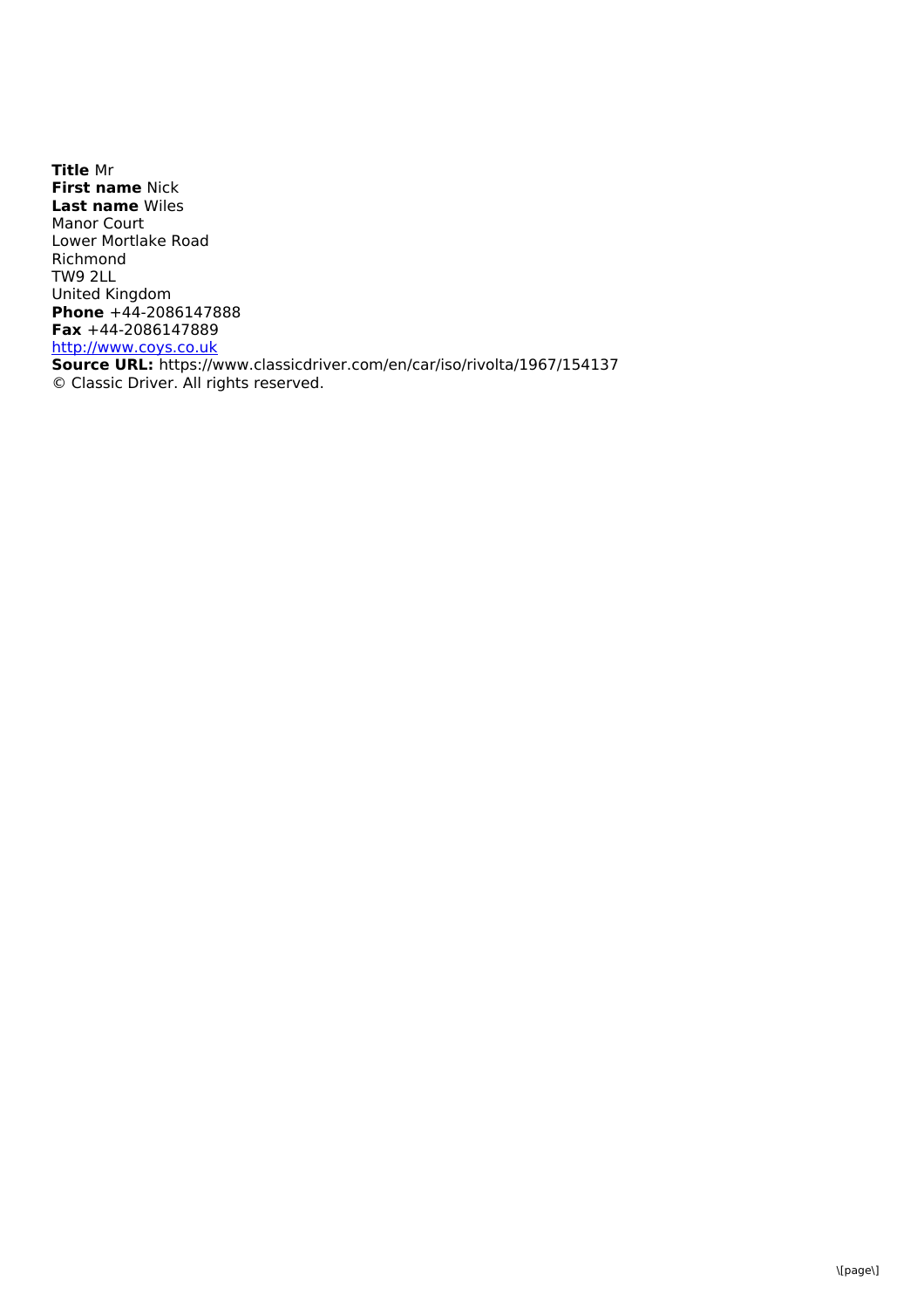**Title** Mr
**First name** Nick
**Last name** Wiles
Manor Court
Lower Mortlake Road
Richmond
TW9 2LL
United Kingdom
**Phone** +44-2086147888
**Fax** +44-2086147889
[http://www.coys.co.uk](http://www.coys.co.uk)
**Source URL:** https://www.classicdriver.com/en/car/iso/rivolta/1967/154137
© Classic Driver. All rights reserved.